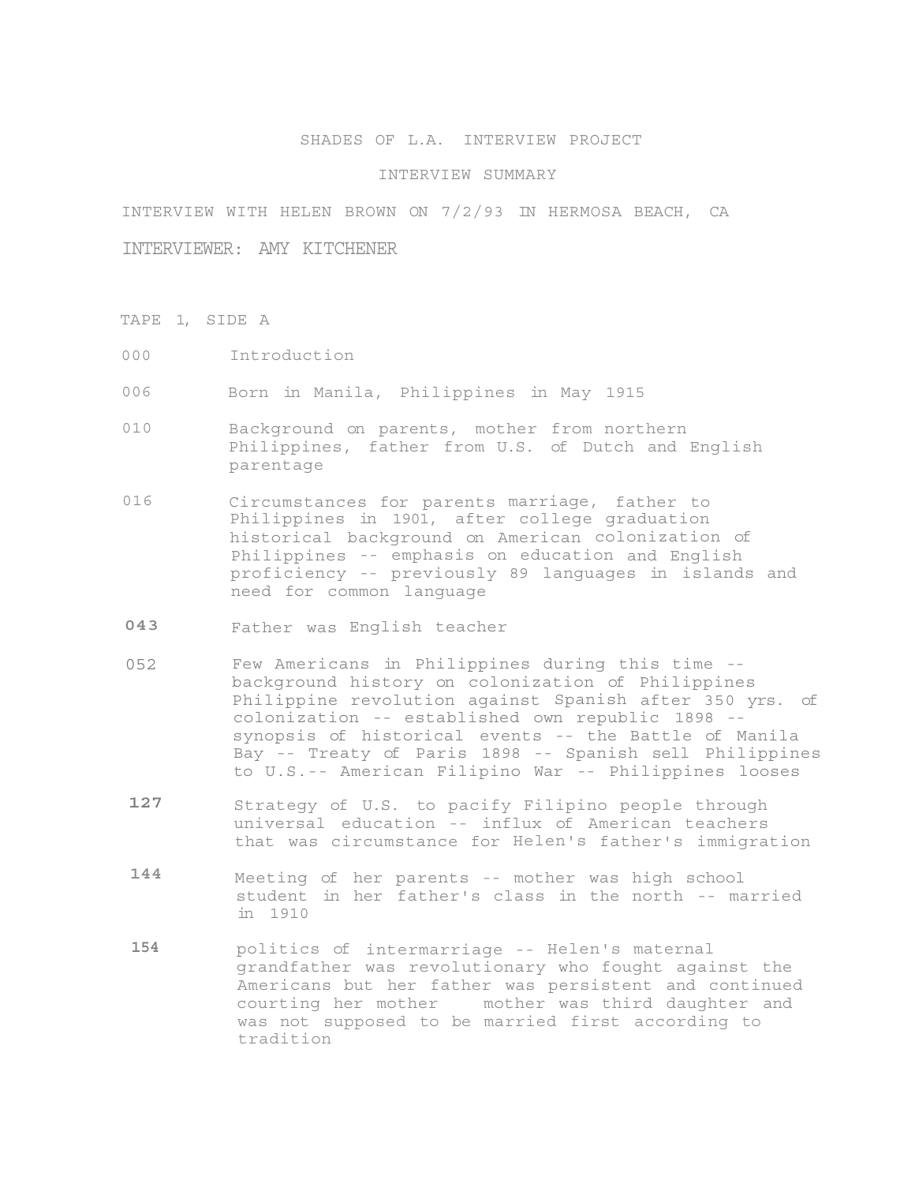SHADES OF L.A. INTERVIEW PROJECT

INTERVIEW SUMMARY

INTERVIEW WITH HELEN BROWN ON 7/2/93 IN HERMOSA BEACH, CA

INTERVIEWER: AMY KITCHENER

TAPE 1, SIDE A

| | |
|---|---|
| 000 | Introduction |
| 006 | Born in Manila, Philippines in May 1915 |
| 010 | Background on parents, mother from northern Philippines, father from U.S. of Dutch and English parentage |
| 016 | Circumstances for parents marriage, father to Philippines in 1901, after college graduation historical background on American colonization of Philippines -- emphasis on education and English proficiency -- previously 89 languages in islands and need for common language |
| **043** | Father was English teacher |
| 052 | Few Americans in Philippines during this time -- background history on colonization of Philippines Philippine revolution against Spanish after 350 yrs. of colonization -- established own republic 1898 -- synopsis of historical events -- the Battle of Manila Bay -- Treaty of Paris 1898 -- Spanish sell Philippines to U.S.-- American Filipino War -- Philippines looses |
| **127** | Strategy of U.S. to pacify Filipino people through universal education -- influx of American teachers that was circumstance for Helen's father's immigration |
| **144** | Meeting of her parents -- mother was high school student in her father's class in the north -- married in 1910 |
| **154** | politics of intermarriage -- Helen's maternal grandfather was revolutionary who fought against the Americans but her father was persistent and continued courting her mother mother was third daughter and was not supposed to be married first according to tradition |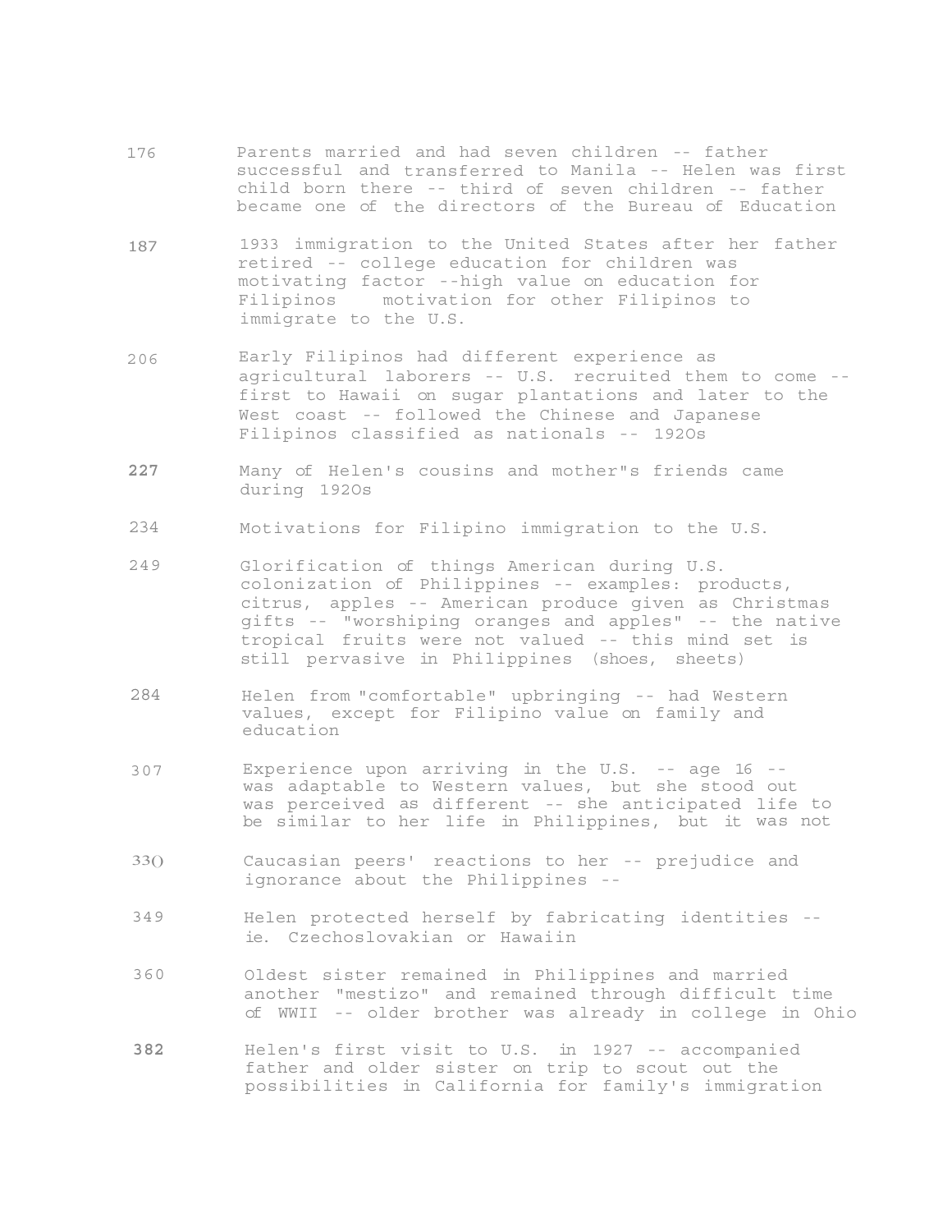176 Parents married and had seven children -- father successful and transferred to Manila -- Helen was first child born there -- third of seven children -- father became one of the directors of the Bureau of Education

187 1933 immigration to the United States after her father retired -- college education for children was motivating factor --high value on education for Filipinos motivation for other Filipinos to immigrate to the U.S.

206 Early Filipinos had different experience as agricultural laborers -- U.S. recruited them to come -- first to Hawaii on sugar plantations and later to the West coast -- followed the Chinese and Japanese Filipinos classified as nationals -- 192Os

227 Many of Helen's cousins and mother"s friends came during 192Os

234 Motivations for Filipino immigration to the U.S.

249 Glorification of things American during U.S. colonization of Philippines -- examples: products, citrus, apples -- American produce given as Christmas gifts -- "worshiping oranges and apples" -- the native tropical fruits were not valued -- this mind set is still pervasive in Philippines (shoes, sheets)

284 Helen from "comfortable" upbringing -- had Western values, except for Filipino value on family and education

307 Experience upon arriving in the U.S. -- age 16 -- was adaptable to Western values, but she stood out was perceived as different -- she anticipated life to be similar to her life in Philippines, but it was not

33() Caucasian peers' reactions to her -- prejudice and ignorance about the Philippines --

349 Helen protected herself by fabricating identities -- ie. Czechoslovakian or Hawaiin

360 Oldest sister remained in Philippines and married another "mestizo" and remained through difficult time of WWII -- older brother was already in college in Ohio

382 Helen's first visit to U.S. in 1927 -- accompanied father and older sister on trip to scout out the possibilities in California for family's immigration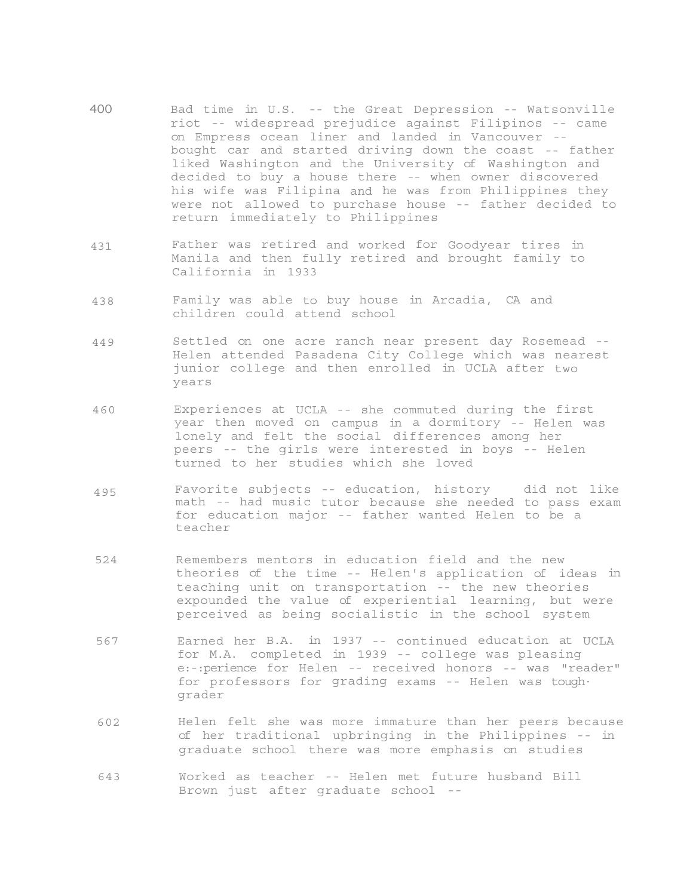400 Bad time in U.S. -- the Great Depression -- Watsonville riot -- widespread prejudice against Filipinos -- came on Empress ocean liner and landed in Vancouver -- bought car and started driving down the coast -- father liked Washington and the University of Washington and decided to buy a house there -- when owner discovered his wife was Filipina and he was from Philippines they were not allowed to purchase house -- father decided to return immediately to Philippines

431 Father was retired and worked for Goodyear tires in Manila and then fully retired and brought family to California in 1933

438 Family was able to buy house in Arcadia, CA and children could attend school

449 Settled on one acre ranch near present day Rosemead -- Helen attended Pasadena City College which was nearest junior college and then enrolled in UCLA after two years

460 Experiences at UCLA -- she commuted during the first year then moved on campus in a dormitory -- Helen was lonely and felt the social differences among her peers -- the girls were interested in boys -- Helen turned to her studies which she loved

495 Favorite subjects -- education, history did not like math -- had music tutor because she needed to pass exam for education major -- father wanted Helen to be a teacher

524 Remembers mentors in education field and the new theories of the time -- Helen's application of ideas in teaching unit on transportation -- the new theories expounded the value of experiential learning, but were perceived as being socialistic in the school system

567 Earned her B.A. in 1937 -- continued education at UCLA for M.A. completed in 1939 -- college was pleasing e:-:perience for Helen -- received honors -- was "reader" for professors for grading exams -- Helen was tough· grader

602 Helen felt she was more immature than her peers because of her traditional upbringing in the Philippines -- in graduate school there was more emphasis on studies

643 Worked as teacher -- Helen met future husband Bill Brown just after graduate school --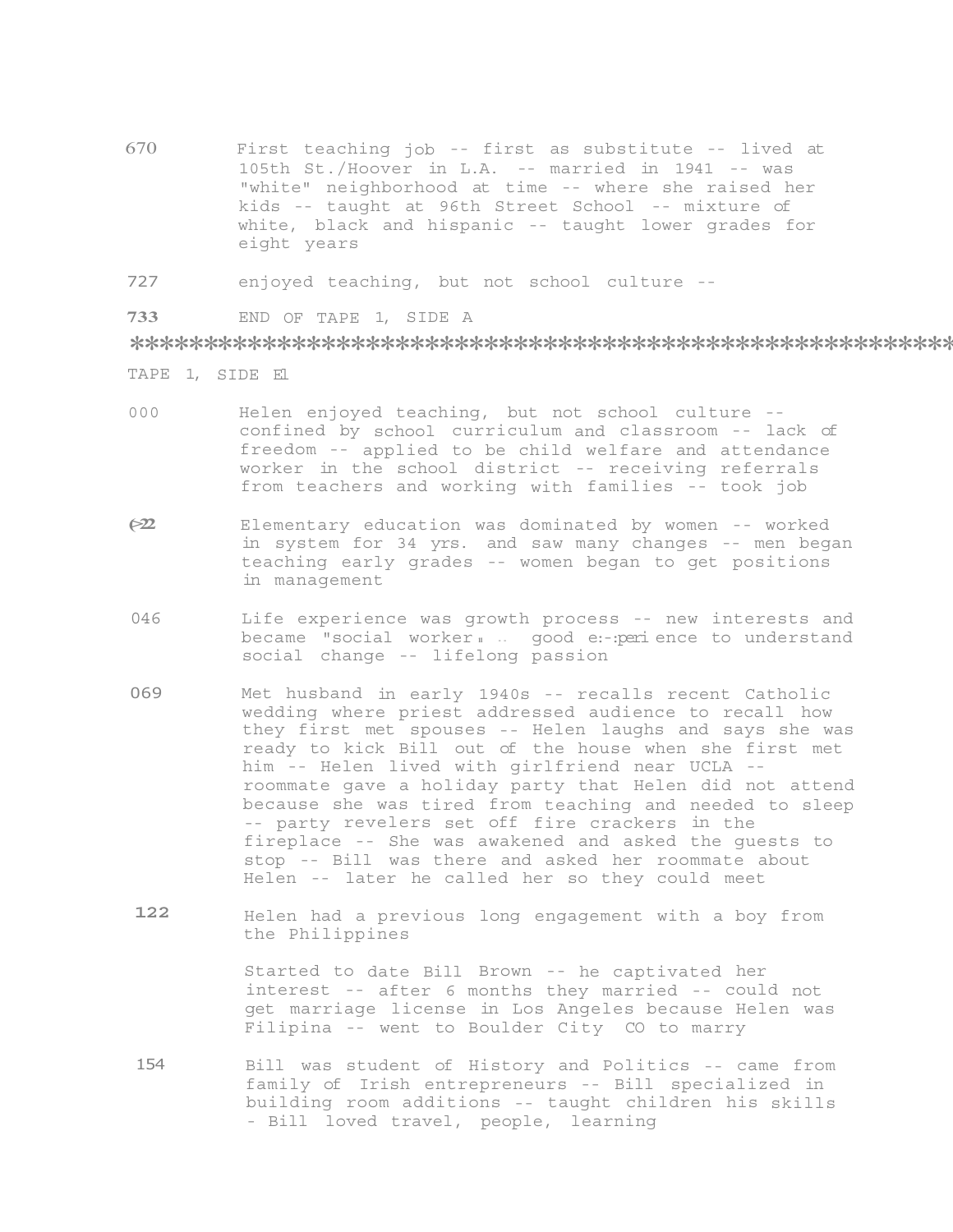670 First teaching job -- first as substitute -- lived at 105th St./Hoover in L.A. -- married in 1941 -- was "white" neighborhood at time -- where she raised her kids -- taught at 96th Street School -- mixture of white, black and hispanic -- taught lower grades for eight years

727 enjoyed teaching, but not school culture --

733 END OF TAPE 1, SIDE A

*******************************************************

TAPE 1, SIDE B

000 Helen enjoyed teaching, but not school culture -- confined by school curriculum and classroom -- lack of freedom -- applied to be child welfare and attendance worker in the school district -- receiving referrals from teachers and working with families -- took job

022 Elementary education was dominated by women -- worked in system for 34 yrs. and saw many changes -- men began teaching early grades -- women began to get positions in management

046 Life experience was growth process -- new interests and became "social worker" -- good experience to understand social change -- lifelong passion

069 Met husband in early 1940s -- recalls recent Catholic wedding where priest addressed audience to recall how they first met spouses -- Helen laughs and says she was ready to kick Bill out of the house when she first met him -- Helen lived with girlfriend near UCLA -- roommate gave a holiday party that Helen did not attend because she was tired from teaching and needed to sleep -- party revelers set off fire crackers in the fireplace -- She was awakened and asked the guests to stop -- Bill was there and asked her roommate about Helen -- later he called her so they could meet

122 Helen had a previous long engagement with a boy from the Philippines

Started to date Bill Brown -- he captivated her interest -- after 6 months they married -- could not get marriage license in Los Angeles because Helen was Filipina -- went to Boulder City CO to marry

154 Bill was student of History and Politics -- came from family of Irish entrepreneurs -- Bill specialized in building room additions -- taught children his skills - Bill loved travel, people, learning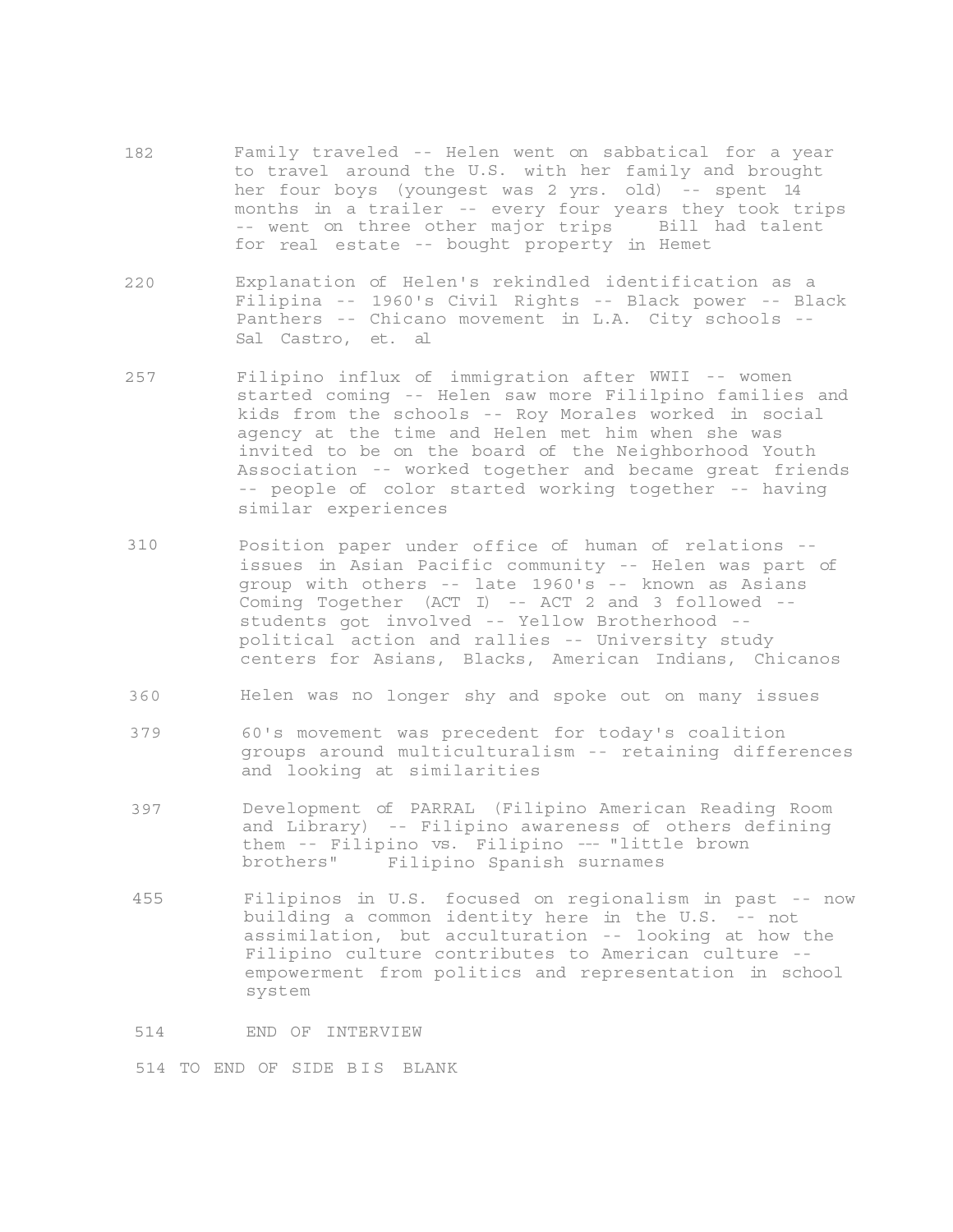182 Family traveled -- Helen went on sabbatical for a year to travel around the U.S. with her family and brought her four boys (youngest was 2 yrs. old) -- spent 14 months in a trailer -- every four years they took trips -- went on three other major trips Bill had talent for real estate -- bought property in Hemet

220 Explanation of Helen's rekindled identification as a Filipina -- 1960's Civil Rights -- Black power -- Black Panthers -- Chicano movement in L.A. City schools -- Sal Castro, et. al

257 Filipino influx of immigration after WWII -- women started coming -- Helen saw more Fililpino families and kids from the schools -- Roy Morales worked in social agency at the time and Helen met him when she was invited to be on the board of the Neighborhood Youth Association -- worked together and became great friends -- people of color started working together -- having similar experiences

310 Position paper under office of human of relations -- issues in Asian Pacific community -- Helen was part of group with others -- late 1960's -- known as Asians Coming Together (ACT I) -- ACT 2 and 3 followed -- students got involved -- Yellow Brotherhood -- political action and rallies -- University study centers for Asians, Blacks, American Indians, Chicanos

360 Helen was no longer shy and spoke out on many issues

379 60's movement was precedent for today's coalition groups around multiculturalism -- retaining differences and looking at similarities

397 Development of PARRAL (Filipino American Reading Room and Library) -- Filipino awareness of others defining them -- Filipino vs. Filipino --- "little brown brothers" Filipino Spanish surnames

455 Filipinos in U.S. focused on regionalism in past -- now building a common identity here in the U.S. -- not assimilation, but acculturation -- looking at how the Filipino culture contributes to American culture -- empowerment from politics and representation in school system

514 END OF INTERVIEW

514 TO END OF SIDE B IS BLANK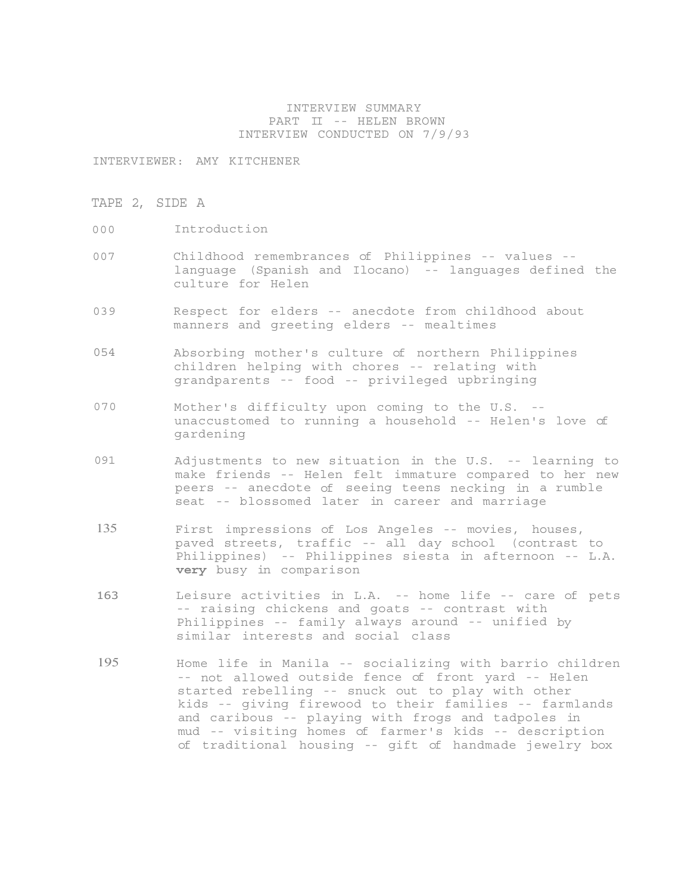INTERVIEW SUMMARY
PART II -- HELEN BROWN
INTERVIEW CONDUCTED ON 7/9/93

INTERVIEWER: AMY KITCHENER

TAPE 2, SIDE A

| | |
|---|---|
| 000 | Introduction |
| 007 | Childhood remembrances of Philippines -- values -- language (Spanish and Ilocano) -- languages defined the culture for Helen |
| 039 | Respect for elders -- anecdote from childhood about manners and greeting elders -- mealtimes |
| 054 | Absorbing mother's culture of northern Philippines children helping with chores -- relating with grandparents -- food -- privileged upbringing |
| 070 | Mother's difficulty upon coming to the U.S. -- unaccustomed to running a household -- Helen's love of gardening |
| 091 | Adjustments to new situation in the U.S. -- learning to make friends -- Helen felt immature compared to her new peers -- anecdote of seeing teens necking in a rumble seat -- blossomed later in career and marriage |
| 135 | First impressions of Los Angeles -- movies, houses, paved streets, traffic -- all day school (contrast to Philippines) -- Philippines siesta in afternoon -- L.A. **very** busy in comparison |
| 163 | Leisure activities in L.A. -- home life -- care of pets -- raising chickens and goats -- contrast with Philippines -- family always around -- unified by similar interests and social class |
| 195 | Home life in Manila -- socializing with barrio children -- not allowed outside fence of front yard -- Helen started rebelling -- snuck out to play with other kids -- giving firewood to their families -- farmlands and caribous -- playing with frogs and tadpoles in mud -- visiting homes of farmer's kids -- description of traditional housing -- gift of handmade jewelry box |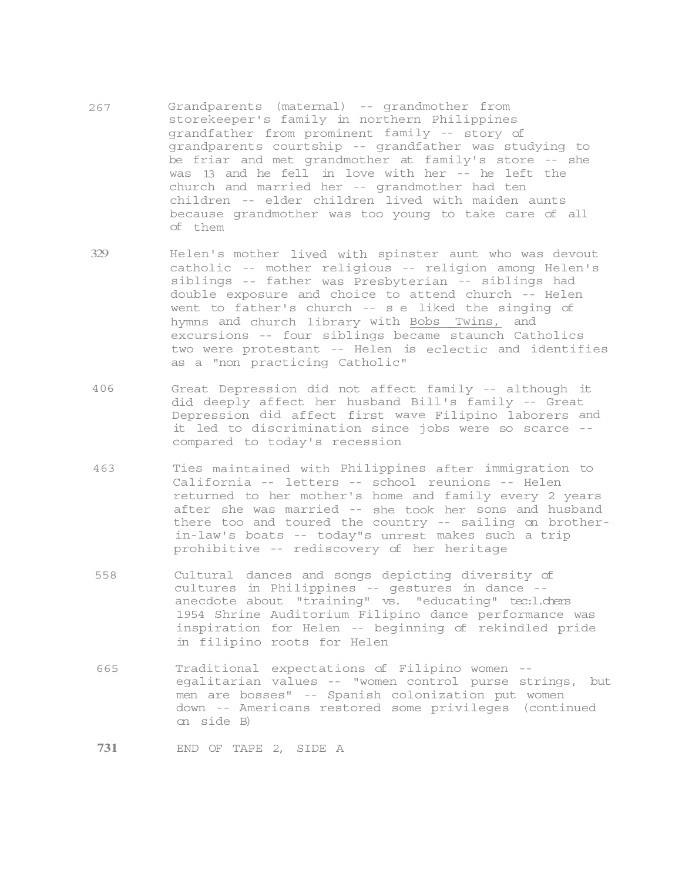267 Grandparents (maternal) -- grandmother from storekeeper's family in northern Philippines grandfather from prominent family -- story of grandparents courtship -- grandfather was studying to be friar and met grandmother at family's store -- she was 13 and he fell in love with her -- he left the church and married her -- grandmother had ten children -- elder children lived with maiden aunts because grandmother was too young to take care of all of them

329 Helen's mother lived with spinster aunt who was devout catholic -- mother religious -- religion among Helen's siblings -- father was Presbyterian -- siblings had double exposure and choice to attend church -- Helen went to father's church -- s e liked the singing of hymns and church library with Bobs Twins, and excursions -- four siblings became staunch Catholics two were protestant -- Helen is eclectic and identifies as a "non practicing Catholic"

406 Great Depression did not affect family -- although it did deeply affect her husband Bill's family -- Great Depression did affect first wave Filipino laborers and it led to discrimination since jobs were so scarce -- compared to today's recession

463 Ties maintained with Philippines after immigration to California -- letters -- school reunions -- Helen returned to her mother's home and family every 2 years after she was married -- she took her sons and husband there too and toured the country -- sailing on brother-in-law's boats -- today"s unrest makes such a trip prohibitive -- rediscovery of her heritage

558 Cultural dances and songs depicting diversity of cultures in Philippines -- gestures in dance -- anecdote about "training" vs. "educating" teachers 1954 Shrine Auditorium Filipino dance performance was inspiration for Helen -- beginning of rekindled pride in filipino roots for Helen

665 Traditional expectations of Filipino women -- egalitarian values -- "women control purse strings, but men are bosses" -- Spanish colonization put women down -- Americans restored some privileges (continued on side B)

**731** END OF TAPE 2, SIDE A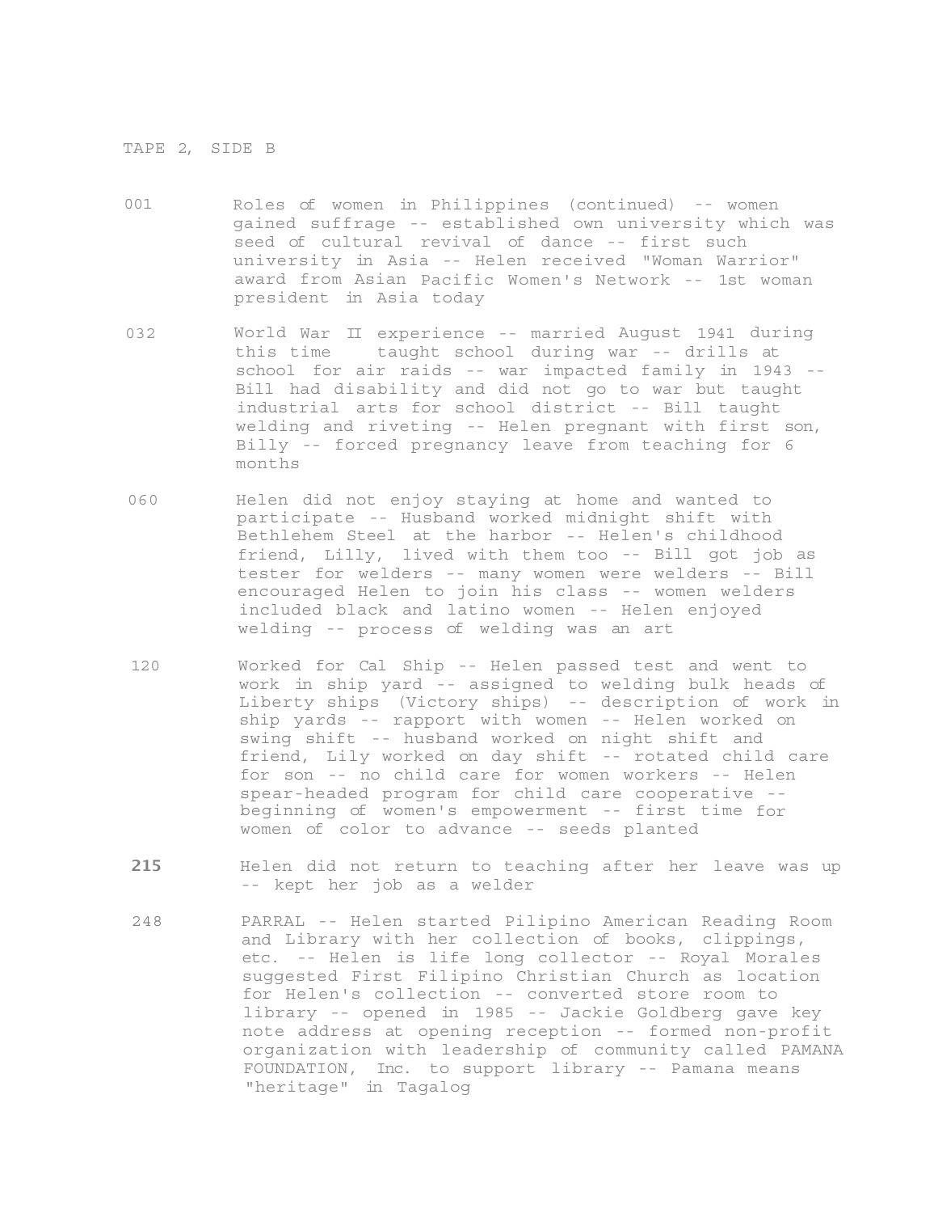TAPE 2, SIDE B

| | |
|---|---|
| 001 | Roles of women in Philippines (continued) -- women gained suffrage -- established own university which was seed of cultural revival of dance -- first such university in Asia -- Helen received "Woman Warrior" award from Asian Pacific Women's Network -- 1st woman president in Asia today |
| 032 | World War II experience -- married August 1941 during this time taught school during war -- drills at school for air raids -- war impacted family in 1943 -- Bill had disability and did not go to war but taught industrial arts for school district -- Bill taught welding and riveting -- Helen pregnant with first son, Billy -- forced pregnancy leave from teaching for 6 months |
| 060 | Helen did not enjoy staying at home and wanted to participate -- Husband worked midnight shift with Bethlehem Steel at the harbor -- Helen's childhood friend, Lilly, lived with them too -- Bill got job as tester for welders -- many women were welders -- Bill encouraged Helen to join his class -- women welders included black and latino women -- Helen enjoyed welding -- process of welding was an art |
| 120 | Worked for Cal Ship -- Helen passed test and went to work in ship yard -- assigned to welding bulk heads of Liberty ships (Victory ships) -- description of work in ship yards -- rapport with women -- Helen worked on swing shift -- husband worked on night shift and friend, Lily worked on day shift -- rotated child care for son -- no child care for women workers -- Helen spear-headed program for child care cooperative -- beginning of women's empowerment -- first time for women of color to advance -- seeds planted |
| **215** | Helen did not return to teaching after her leave was up -- kept her job as a welder |
| 248 | PARRAL -- Helen started Pilipino American Reading Room and Library with her collection of books, clippings, etc. -- Helen is life long collector -- Royal Morales suggested First Filipino Christian Church as location for Helen's collection -- converted store room to library -- opened in 1985 -- Jackie Goldberg gave key note address at opening reception -- formed non-profit organization with leadership of community called PAMANA FOUNDATION, Inc. to support library -- Pamana means "heritage" in Tagalog |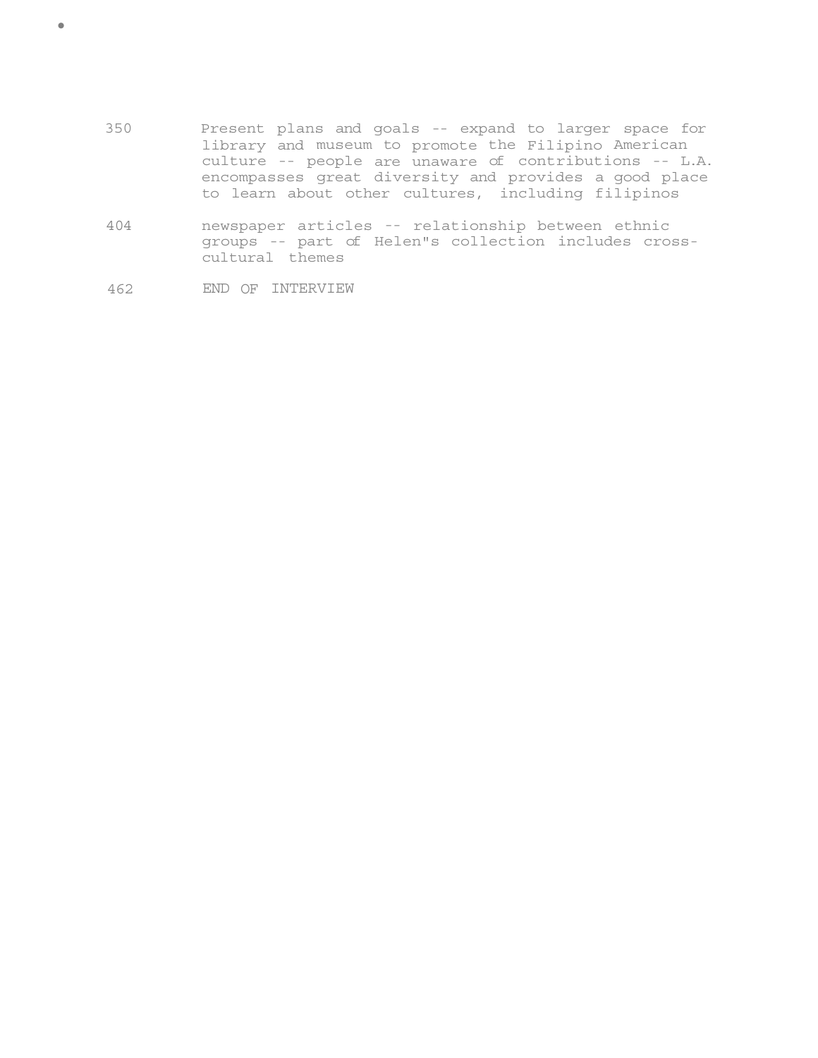| | |
|---|---|
| 350 | Present plans and goals -- expand to larger space for library and museum to promote the Filipino American culture -- people are unaware of contributions -- L.A. encompasses great diversity and provides a good place to learn about other cultures, including filipinos |
| 404 | newspaper articles -- relationship between ethnic groups -- part of Helen"s collection includes cross-cultural themes |
| 462 | END OF INTERVIEW |